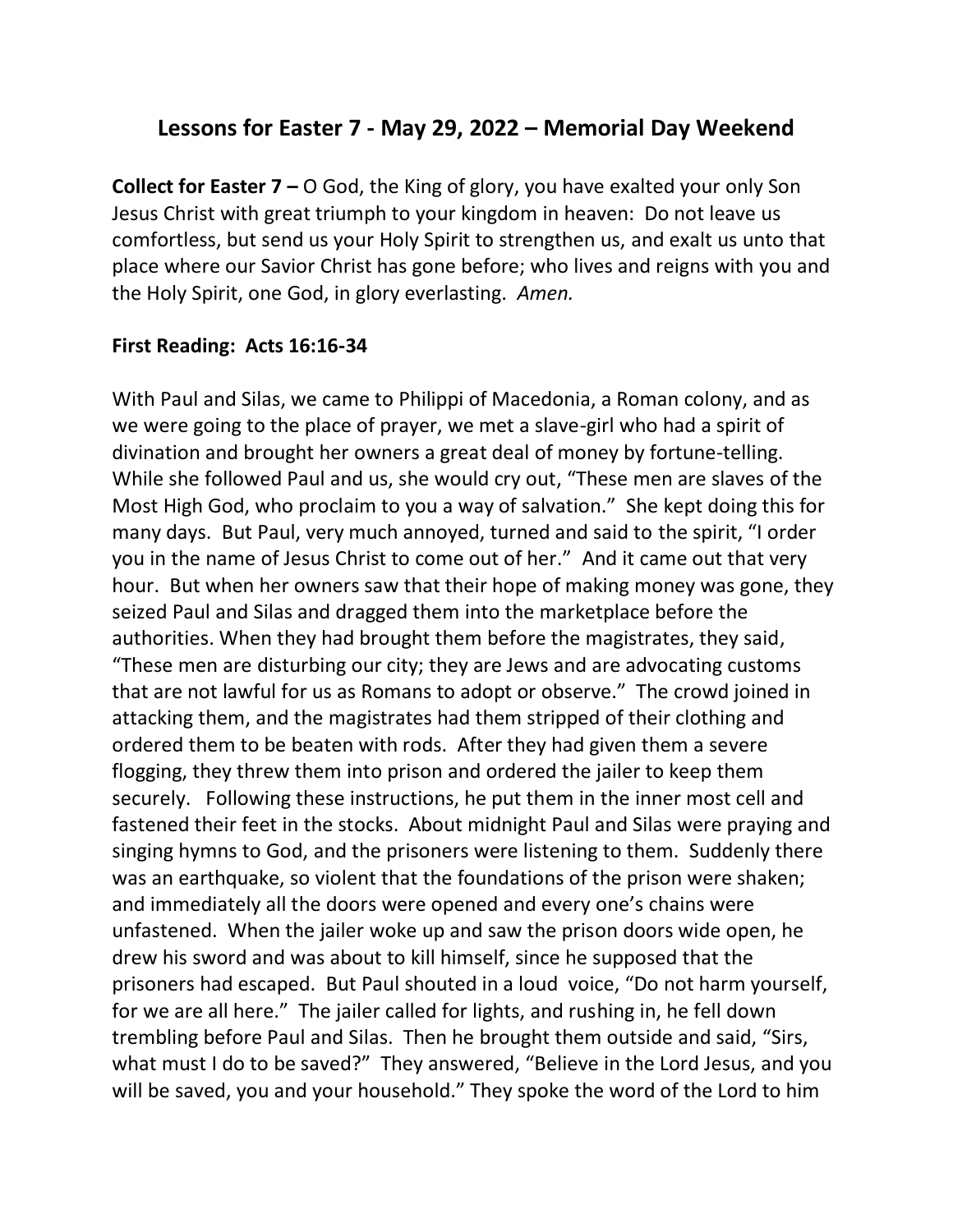# Lessons for Easter 7 - May 29, 2022 – Memorial Day Weekend

**Collect for Easter 7 –** O God, the King of glory, you have exalted your only Son Jesus Christ with great triumph to your kingdom in heaven: Do not leave us comfortless, but send us your Holy Spirit to strengthen us, and exalt us unto that place where our Savior Christ has gone before; who lives and reigns with you and the Holy Spirit, one God, in glory everlasting. *Amen.*

**First Reading: Acts 16:16-34**

With Paul and Silas, we came to Philippi of Macedonia, a Roman colony, and as we were going to the place of prayer, we met a slave-girl who had a spirit of divination and brought her owners a great deal of money by fortune-telling. While she followed Paul and us, she would cry out, "These men are slaves of the Most High God, who proclaim to you a way of salvation." She kept doing this for many days. But Paul, very much annoyed, turned and said to the spirit, "I order you in the name of Jesus Christ to come out of her." And it came out that very hour. But when her owners saw that their hope of making money was gone, they seized Paul and Silas and dragged them into the marketplace before the authorities. When they had brought them before the magistrates, they said, "These men are disturbing our city; they are Jews and are advocating customs that are not lawful for us as Romans to adopt or observe." The crowd joined in attacking them, and the magistrates had them stripped of their clothing and ordered them to be beaten with rods. After they had given them a severe flogging, they threw them into prison and ordered the jailer to keep them securely. Following these instructions, he put them in the inner most cell and fastened their feet in the stocks. About midnight Paul and Silas were praying and singing hymns to God, and the prisoners were listening to them. Suddenly there was an earthquake, so violent that the foundations of the prison were shaken; and immediately all the doors were opened and every one's chains were unfastened. When the jailer woke up and saw the prison doors wide open, he drew his sword and was about to kill himself, since he supposed that the prisoners had escaped. But Paul shouted in a loud voice, "Do not harm yourself, for we are all here." The jailer called for lights, and rushing in, he fell down trembling before Paul and Silas. Then he brought them outside and said, "Sirs, what must I do to be saved?" They answered, "Believe in the Lord Jesus, and you will be saved, you and your household." They spoke the word of the Lord to him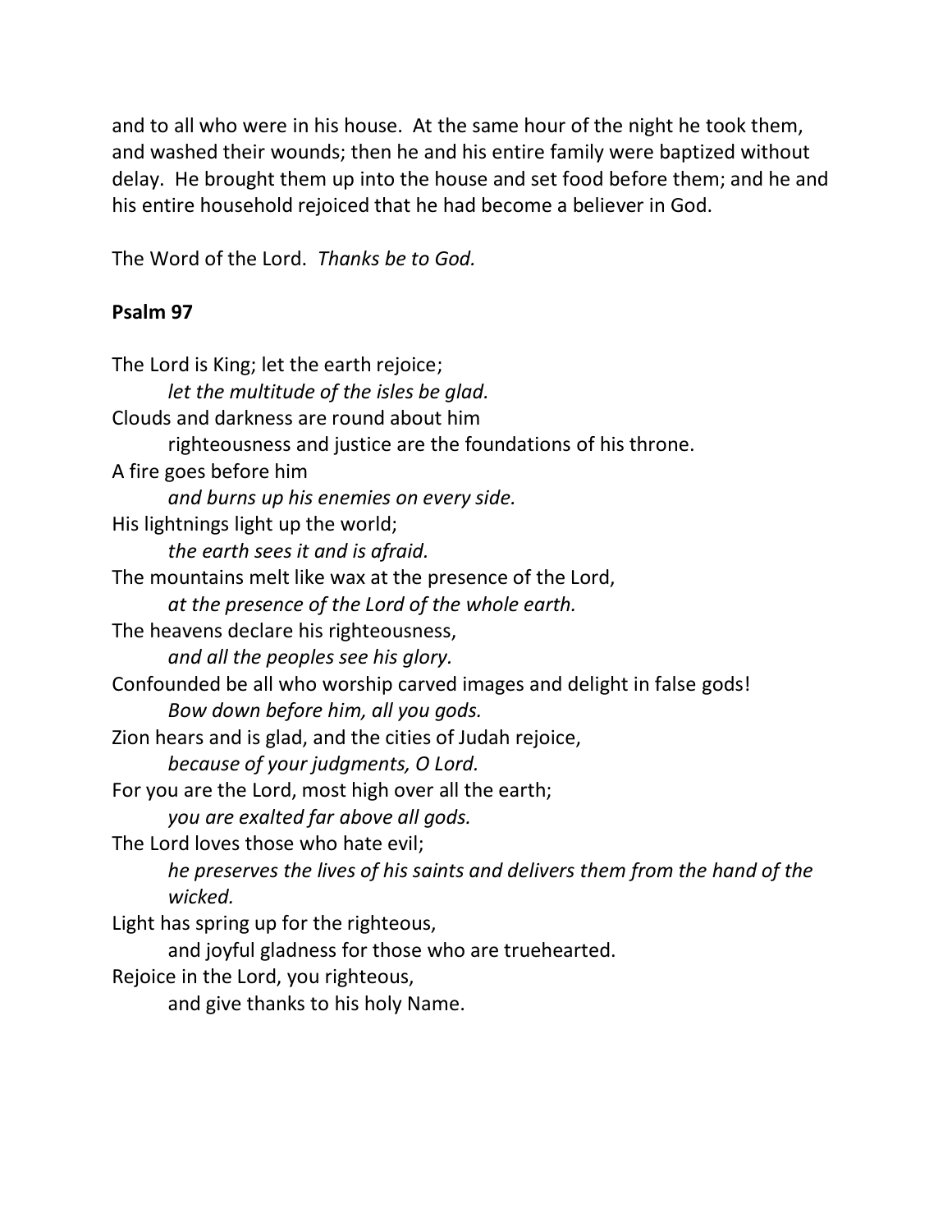and to all who were in his house. At the same hour of the night he took them, and washed their wounds; then he and his entire family were baptized without delay. He brought them up into the house and set food before them; and he and his entire household rejoiced that he had become a believer in God.

The Word of the Lord. *Thanks be to God.*

**Psalm 97**

The Lord is King; let the earth rejoice;
*let the multitude of the isles be glad.*
Clouds and darkness are round about him
righteousness and justice are the foundations of his throne.
A fire goes before him
*and burns up his enemies on every side.*
His lightnings light up the world;
*the earth sees it and is afraid.*
The mountains melt like wax at the presence of the Lord,
*at the presence of the Lord of the whole earth.*
The heavens declare his righteousness,
*and all the peoples see his glory.*
Confounded be all who worship carved images and delight in false gods!
*Bow down before him, all you gods.*
Zion hears and is glad, and the cities of Judah rejoice,
*because of your judgments, O Lord.*
For you are the Lord, most high over all the earth;
*you are exalted far above all gods.*
The Lord loves those who hate evil;
*he preserves the lives of his saints and delivers them from the hand of the wicked.*
Light has spring up for the righteous,
and joyful gladness for those who are truehearted.
Rejoice in the Lord, you righteous,
and give thanks to his holy Name.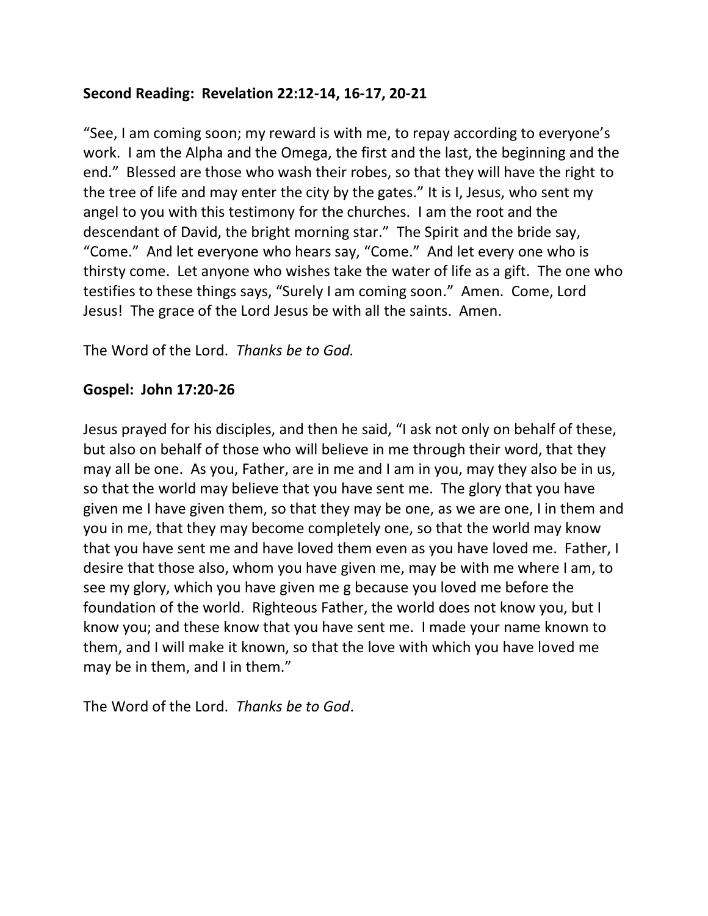**Second Reading: Revelation 22:12-14, 16-17, 20-21**

"See, I am coming soon; my reward is with me, to repay according to everyone's work. I am the Alpha and the Omega, the first and the last, the beginning and the end." Blessed are those who wash their robes, so that they will have the right to the tree of life and may enter the city by the gates." It is I, Jesus, who sent my angel to you with this testimony for the churches. I am the root and the descendant of David, the bright morning star." The Spirit and the bride say, "Come." And let everyone who hears say, "Come." And let every one who is thirsty come. Let anyone who wishes take the water of life as a gift. The one who testifies to these things says, "Surely I am coming soon." Amen. Come, Lord Jesus! The grace of the Lord Jesus be with all the saints. Amen.

The Word of the Lord. *Thanks be to God.*

**Gospel: John 17:20-26**

Jesus prayed for his disciples, and then he said, "I ask not only on behalf of these, but also on behalf of those who will believe in me through their word, that they may all be one. As you, Father, are in me and I am in you, may they also be in us, so that the world may believe that you have sent me. The glory that you have given me I have given them, so that they may be one, as we are one, I in them and you in me, that they may become completely one, so that the world may know that you have sent me and have loved them even as you have loved me. Father, I desire that those also, whom you have given me, may be with me where I am, to see my glory, which you have given me g because you loved me before the foundation of the world. Righteous Father, the world does not know you, but I know you; and these know that you have sent me. I made your name known to them, and I will make it known, so that the love with which you have loved me may be in them, and I in them."

The Word of the Lord. *Thanks be to God*.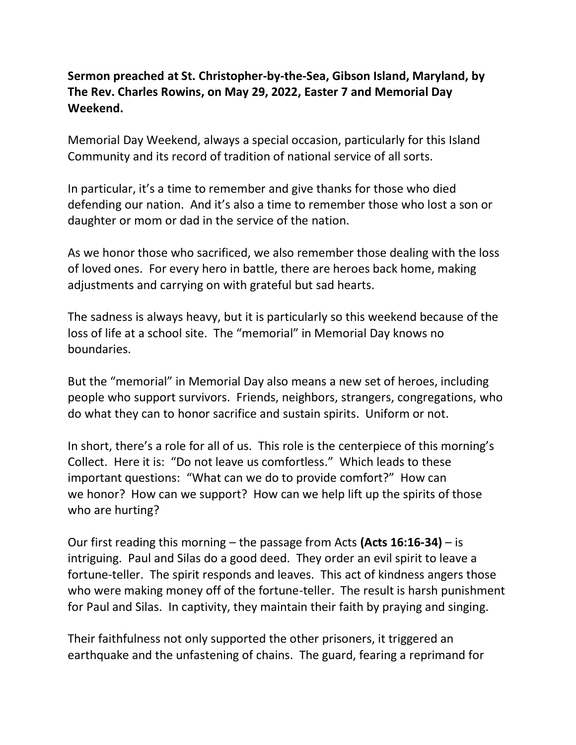**Sermon preached at St. Christopher-by-the-Sea, Gibson Island, Maryland, by The Rev. Charles Rowins, on May 29, 2022, Easter 7 and Memorial Day Weekend.**

Memorial Day Weekend, always a special occasion, particularly for this Island Community and its record of tradition of national service of all sorts.

In particular, it's a time to remember and give thanks for those who died defending our nation. And it's also a time to remember those who lost a son or daughter or mom or dad in the service of the nation.

As we honor those who sacrificed, we also remember those dealing with the loss of loved ones. For every hero in battle, there are heroes back home, making adjustments and carrying on with grateful but sad hearts.

The sadness is always heavy, but it is particularly so this weekend because of the loss of life at a school site. The "memorial" in Memorial Day knows no boundaries.

But the "memorial" in Memorial Day also means a new set of heroes, including people who support survivors. Friends, neighbors, strangers, congregations, who do what they can to honor sacrifice and sustain spirits. Uniform or not.

In short, there's a role for all of us. This role is the centerpiece of this morning's Collect. Here it is: "Do not leave us comfortless." Which leads to these important questions: "What can we do to provide comfort?" How can we honor? How can we support? How can we help lift up the spirits of those who are hurting?

Our first reading this morning – the passage from Acts **(Acts 16:16-34)** – is intriguing. Paul and Silas do a good deed. They order an evil spirit to leave a fortune-teller. The spirit responds and leaves. This act of kindness angers those who were making money off of the fortune-teller. The result is harsh punishment for Paul and Silas. In captivity, they maintain their faith by praying and singing.

Their faithfulness not only supported the other prisoners, it triggered an earthquake and the unfastening of chains. The guard, fearing a reprimand for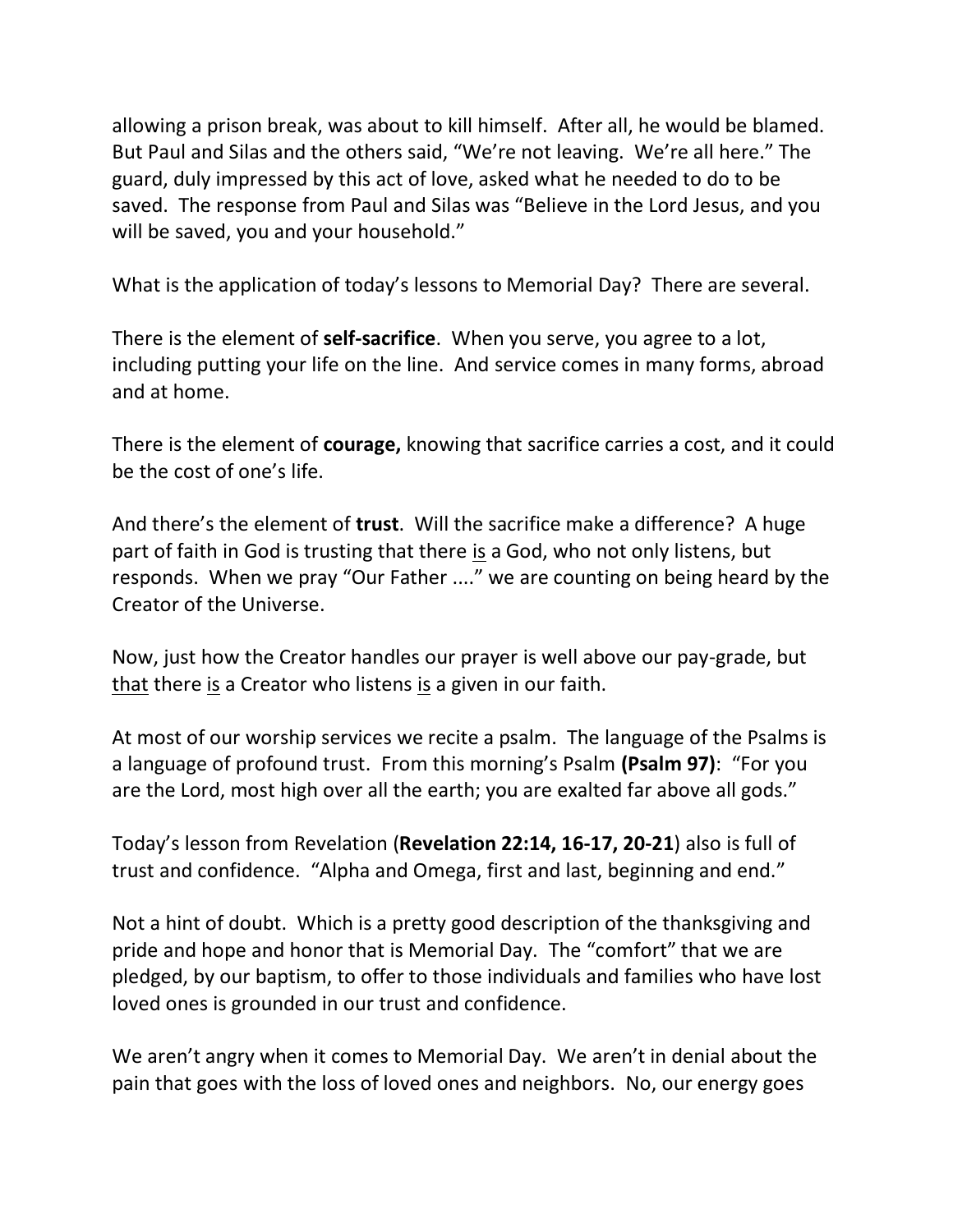allowing a prison break, was about to kill himself. After all, he would be blamed. But Paul and Silas and the others said, "We're not leaving. We're all here." The guard, duly impressed by this act of love, asked what he needed to do to be saved. The response from Paul and Silas was "Believe in the Lord Jesus, and you will be saved, you and your household."

What is the application of today's lessons to Memorial Day? There are several.

There is the element of **self-sacrifice**. When you serve, you agree to a lot, including putting your life on the line. And service comes in many forms, abroad and at home.

There is the element of **courage,** knowing that sacrifice carries a cost, and it could be the cost of one's life.

And there's the element of **trust**. Will the sacrifice make a difference? A huge part of faith in God is trusting that there <u>is</u> a God, who not only listens, but responds. When we pray "Our Father ...." we are counting on being heard by the Creator of the Universe.

Now, just how the Creator handles our prayer is well above our pay-grade, but <u>that</u> there <u>is</u> a Creator who listens <u>is</u> a given in our faith.

At most of our worship services we recite a psalm. The language of the Psalms is a language of profound trust. From this morning's Psalm **(Psalm 97)**: "For you are the Lord, most high over all the earth; you are exalted far above all gods."

Today's lesson from Revelation (**Revelation 22:14, 16-17, 20-21**) also is full of trust and confidence. "Alpha and Omega, first and last, beginning and end."

Not a hint of doubt. Which is a pretty good description of the thanksgiving and pride and hope and honor that is Memorial Day. The "comfort" that we are pledged, by our baptism, to offer to those individuals and families who have lost loved ones is grounded in our trust and confidence.

We aren't angry when it comes to Memorial Day. We aren't in denial about the pain that goes with the loss of loved ones and neighbors. No, our energy goes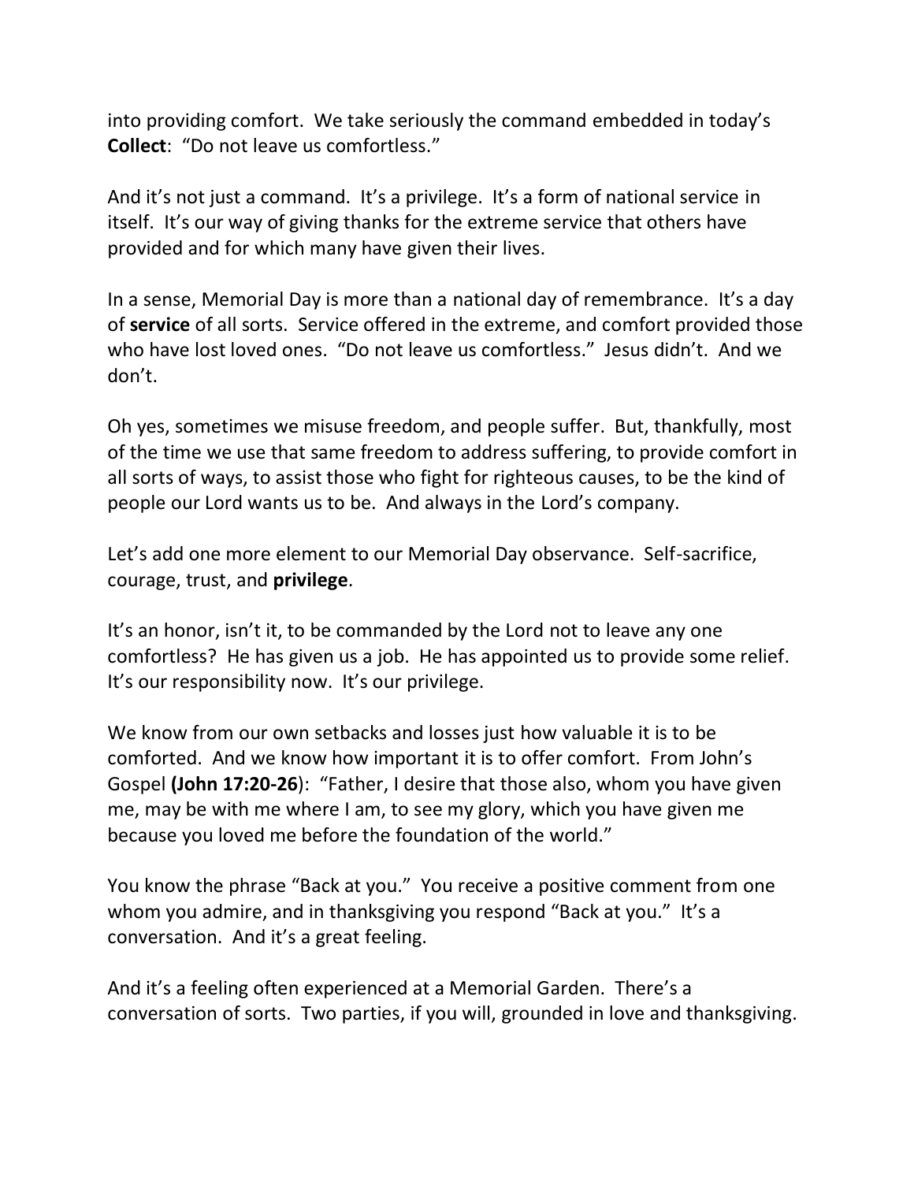into providing comfort. We take seriously the command embedded in today's **Collect**: "Do not leave us comfortless."

And it's not just a command. It's a privilege. It's a form of national service in itself. It's our way of giving thanks for the extreme service that others have provided and for which many have given their lives.

In a sense, Memorial Day is more than a national day of remembrance. It's a day of **service** of all sorts. Service offered in the extreme, and comfort provided those who have lost loved ones. "Do not leave us comfortless." Jesus didn't. And we don't.

Oh yes, sometimes we misuse freedom, and people suffer. But, thankfully, most of the time we use that same freedom to address suffering, to provide comfort in all sorts of ways, to assist those who fight for righteous causes, to be the kind of people our Lord wants us to be. And always in the Lord's company.

Let's add one more element to our Memorial Day observance. Self-sacrifice, courage, trust, and **privilege**.

It's an honor, isn't it, to be commanded by the Lord not to leave any one comfortless? He has given us a job. He has appointed us to provide some relief. It's our responsibility now. It's our privilege.

We know from our own setbacks and losses just how valuable it is to be comforted. And we know how important it is to offer comfort. From John's Gospel **(John 17:20-26)**: "Father, I desire that those also, whom you have given me, may be with me where I am, to see my glory, which you have given me because you loved me before the foundation of the world."

You know the phrase "Back at you." You receive a positive comment from one whom you admire, and in thanksgiving you respond "Back at you." It's a conversation. And it's a great feeling.

And it's a feeling often experienced at a Memorial Garden. There's a conversation of sorts. Two parties, if you will, grounded in love and thanksgiving.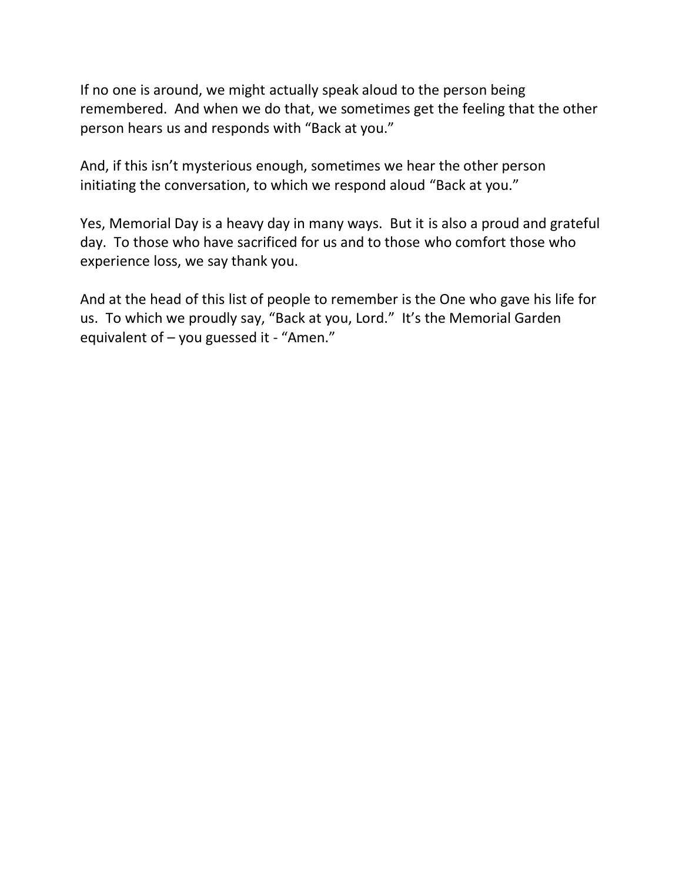If no one is around, we might actually speak aloud to the person being remembered. And when we do that, we sometimes get the feeling that the other person hears us and responds with "Back at you."

And, if this isn't mysterious enough, sometimes we hear the other person initiating the conversation, to which we respond aloud "Back at you."

Yes, Memorial Day is a heavy day in many ways. But it is also a proud and grateful day. To those who have sacrificed for us and to those who comfort those who experience loss, we say thank you.

And at the head of this list of people to remember is the One who gave his life for us. To which we proudly say, "Back at you, Lord." It's the Memorial Garden equivalent of – you guessed it - "Amen."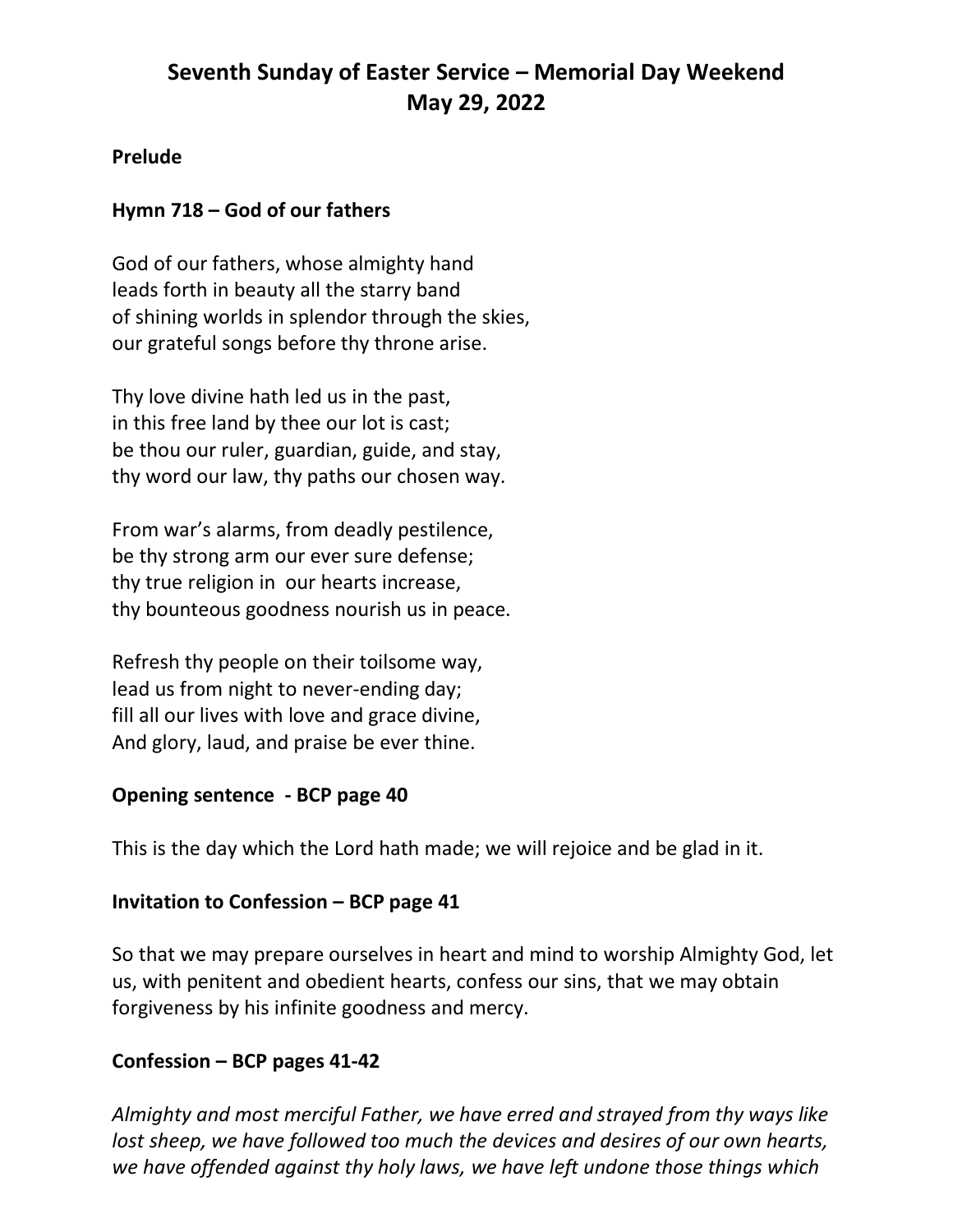# Seventh Sunday of Easter Service – Memorial Day Weekend May 29, 2022

**Prelude**

**Hymn 718 – God of our fathers**

God of our fathers, whose almighty hand
leads forth in beauty all the starry band
of shining worlds in splendor through the skies,
our grateful songs before thy throne arise.

Thy love divine hath led us in the past,
in this free land by thee our lot is cast;
be thou our ruler, guardian, guide, and stay,
thy word our law, thy paths our chosen way.

From war's alarms, from deadly pestilence,
be thy strong arm our ever sure defense;
thy true religion in our hearts increase,
thy bounteous goodness nourish us in peace.

Refresh thy people on their toilsome way,
lead us from night to never-ending day;
fill all our lives with love and grace divine,
And glory, laud, and praise be ever thine.

**Opening sentence - BCP page 40**

This is the day which the Lord hath made; we will rejoice and be glad in it.

**Invitation to Confession – BCP page 41**

So that we may prepare ourselves in heart and mind to worship Almighty God, let us, with penitent and obedient hearts, confess our sins, that we may obtain forgiveness by his infinite goodness and mercy.

**Confession – BCP pages 41-42**

*Almighty and most merciful Father, we have erred and strayed from thy ways like lost sheep, we have followed too much the devices and desires of our own hearts, we have offended against thy holy laws, we have left undone those things which*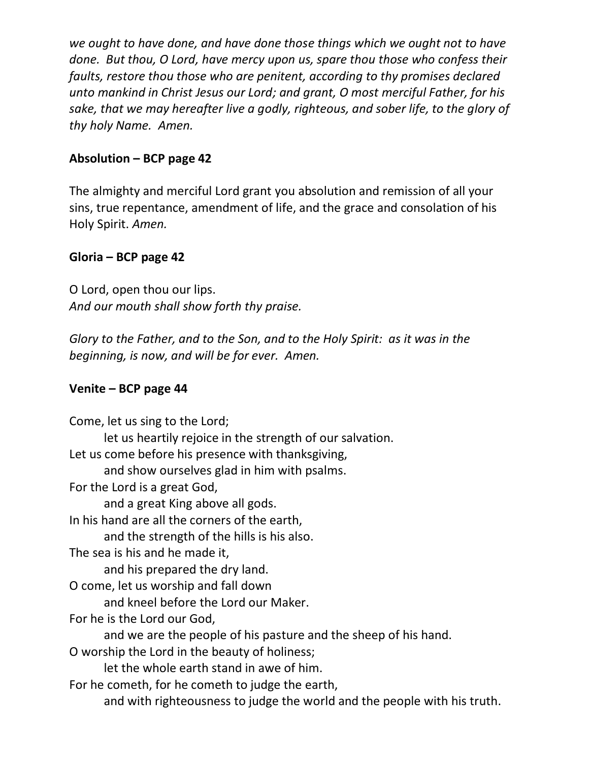*we ought to have done, and have done those things which we ought not to have done. But thou, O Lord, have mercy upon us, spare thou those who confess their faults, restore thou those who are penitent, according to thy promises declared unto mankind in Christ Jesus our Lord; and grant, O most merciful Father, for his sake, that we may hereafter live a godly, righteous, and sober life, to the glory of thy holy Name. Amen.*

**Absolution – BCP page 42**

The almighty and merciful Lord grant you absolution and remission of all your sins, true repentance, amendment of life, and the grace and consolation of his Holy Spirit. *Amen.*

**Gloria – BCP page 42**

O Lord, open thou our lips.
*And our mouth shall show forth thy praise.*

*Glory to the Father, and to the Son, and to the Holy Spirit: as it was in the beginning, is now, and will be for ever. Amen.*

**Venite – BCP page 44**

Come, let us sing to the Lord;
    let us heartily rejoice in the strength of our salvation.
Let us come before his presence with thanksgiving,
    and show ourselves glad in him with psalms.
For the Lord is a great God,
    and a great King above all gods.
In his hand are all the corners of the earth,
    and the strength of the hills is his also.
The sea is his and he made it,
    and his prepared the dry land.
O come, let us worship and fall down
    and kneel before the Lord our Maker.
For he is the Lord our God,
    and we are the people of his pasture and the sheep of his hand.
O worship the Lord in the beauty of holiness;
    let the whole earth stand in awe of him.
For he cometh, for he cometh to judge the earth,
    and with righteousness to judge the world and the people with his truth.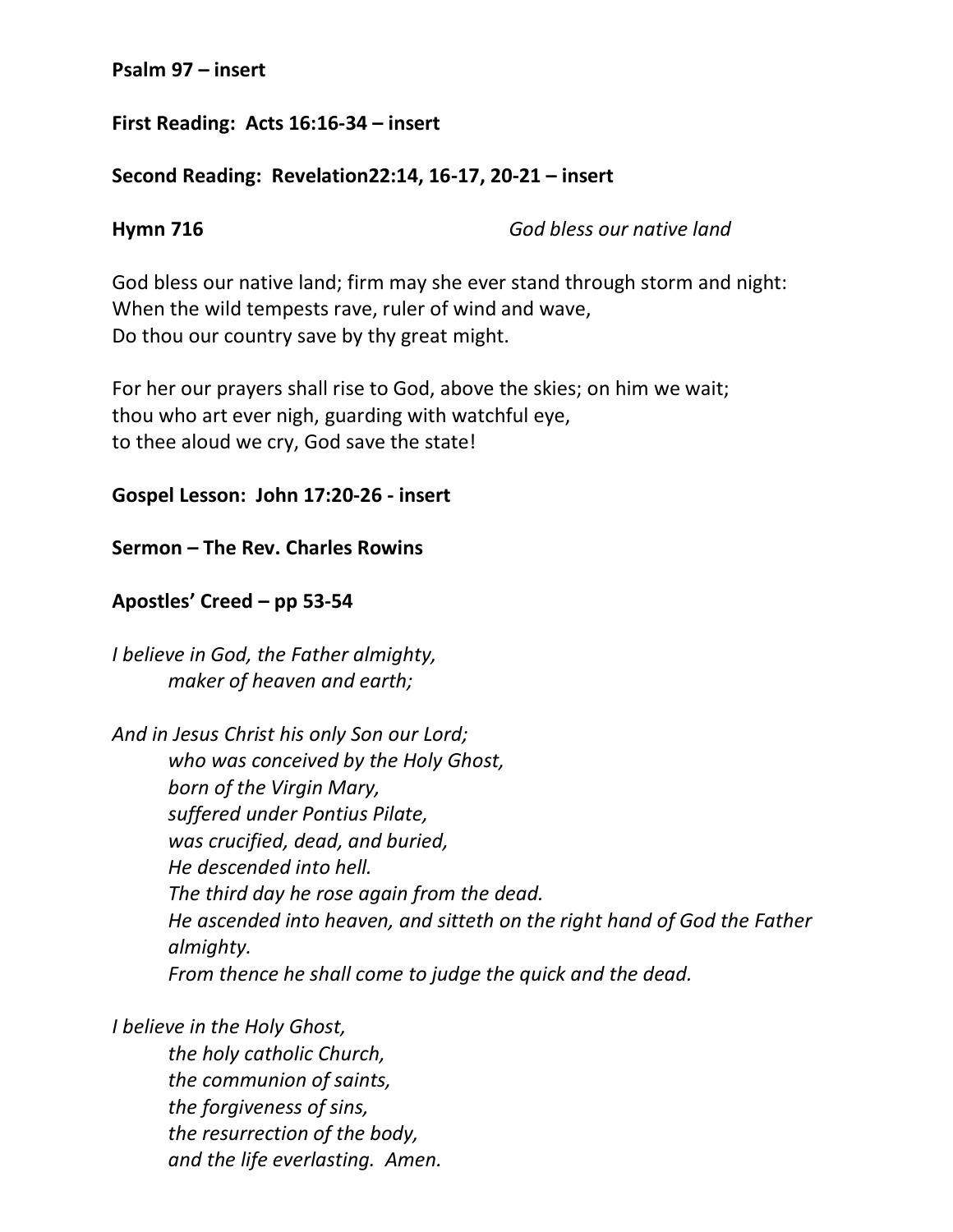**Psalm 97 – insert**

**First Reading: Acts 16:16-34 – insert**

**Second Reading: Revelation22:14, 16-17, 20-21 – insert**

**Hymn 716** *God bless our native land*

God bless our native land; firm may she ever stand through storm and night:
When the wild tempests rave, ruler of wind and wave,
Do thou our country save by thy great might.

For her our prayers shall rise to God, above the skies; on him we wait;
thou who art ever nigh, guarding with watchful eye,
to thee aloud we cry, God save the state!

**Gospel Lesson: John 17:20-26 - insert**

**Sermon – The Rev. Charles Rowins**

**Apostles' Creed – pp 53-54**

*I believe in God, the Father almighty,*
*maker of heaven and earth;*

*And in Jesus Christ his only Son our Lord;*
*who was conceived by the Holy Ghost,*
*born of the Virgin Mary,*
*suffered under Pontius Pilate,*
*was crucified, dead, and buried,*
*He descended into hell.*
*The third day he rose again from the dead.*
*He ascended into heaven, and sitteth on the right hand of God the Father almighty.*
*From thence he shall come to judge the quick and the dead.*

*I believe in the Holy Ghost,*
*the holy catholic Church,*
*the communion of saints,*
*the forgiveness of sins,*
*the resurrection of the body,*
*and the life everlasting. Amen.*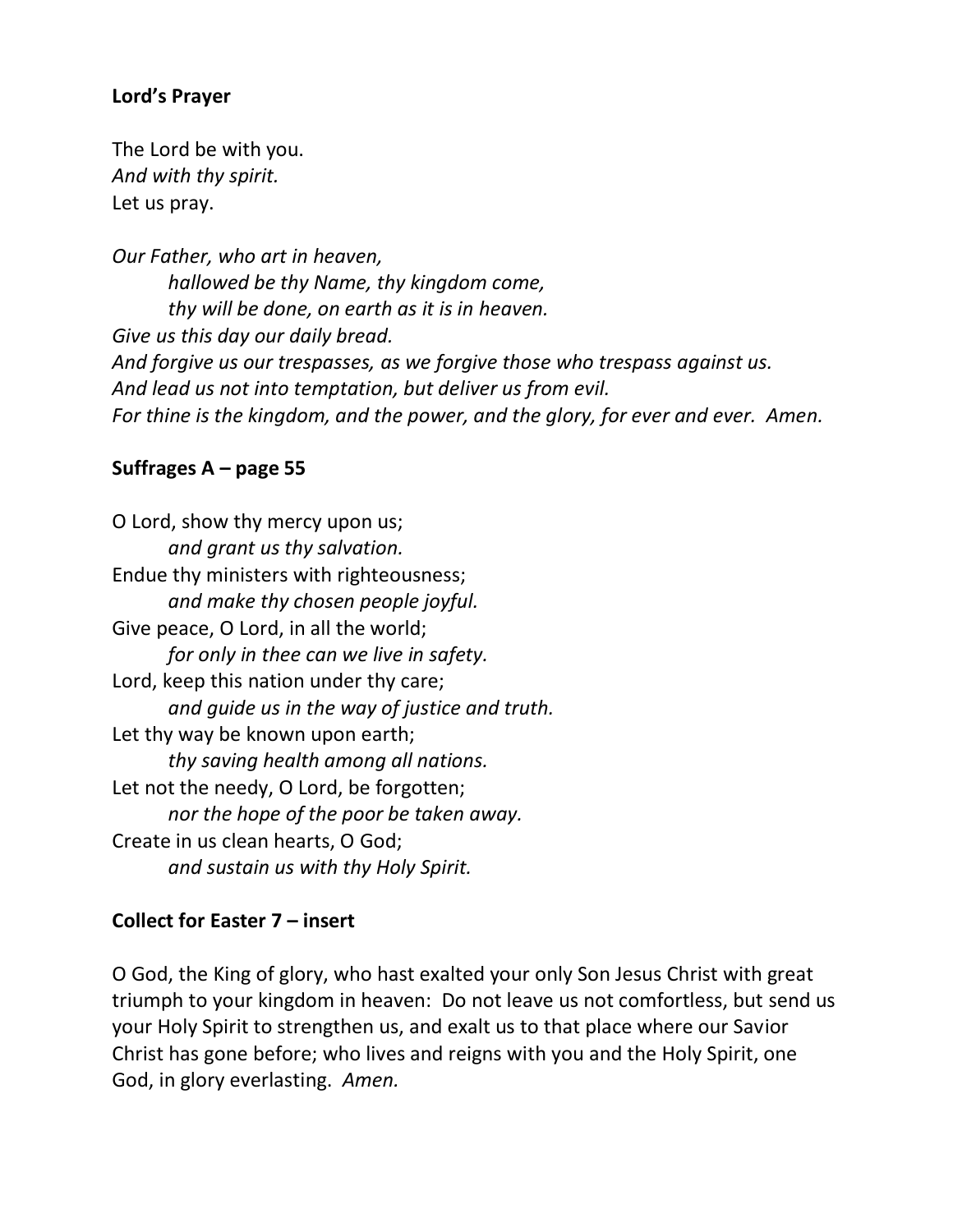**Lord's Prayer**

The Lord be with you.  
*And with thy spirit.*  
Let us pray.

*Our Father, who art in heaven,*  
*hallowed be thy Name, thy kingdom come,*  
*thy will be done, on earth as it is in heaven.*  
*Give us this day our daily bread.*  
*And forgive us our trespasses, as we forgive those who trespass against us.*  
*And lead us not into temptation, but deliver us from evil.*  
*For thine is the kingdom, and the power, and the glory, for ever and ever. Amen.*

**Suffrages A – page 55**

O Lord, show thy mercy upon us;  
*and grant us thy salvation.*  
Endue thy ministers with righteousness;  
*and make thy chosen people joyful.*  
Give peace, O Lord, in all the world;  
*for only in thee can we live in safety.*  
Lord, keep this nation under thy care;  
*and guide us in the way of justice and truth.*  
Let thy way be known upon earth;  
*thy saving health among all nations.*  
Let not the needy, O Lord, be forgotten;  
*nor the hope of the poor be taken away.*  
Create in us clean hearts, O God;  
*and sustain us with thy Holy Spirit.*

**Collect for Easter 7 – insert**

O God, the King of glory, who hast exalted your only Son Jesus Christ with great triumph to your kingdom in heaven: Do not leave us not comfortless, but send us your Holy Spirit to strengthen us, and exalt us to that place where our Savior Christ has gone before; who lives and reigns with you and the Holy Spirit, one God, in glory everlasting. *Amen.*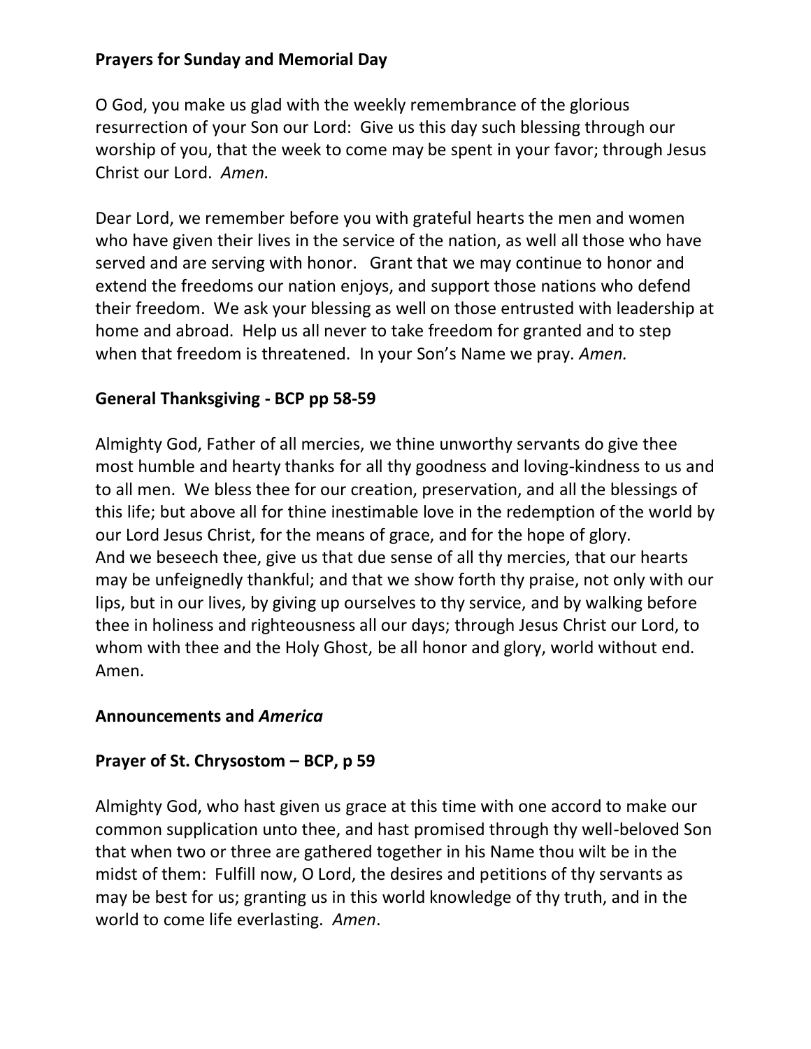**Prayers for Sunday and Memorial Day**

O God, you make us glad with the weekly remembrance of the glorious resurrection of your Son our Lord: Give us this day such blessing through our worship of you, that the week to come may be spent in your favor; through Jesus Christ our Lord. *Amen.*

Dear Lord, we remember before you with grateful hearts the men and women who have given their lives in the service of the nation, as well all those who have served and are serving with honor. Grant that we may continue to honor and extend the freedoms our nation enjoys, and support those nations who defend their freedom. We ask your blessing as well on those entrusted with leadership at home and abroad. Help us all never to take freedom for granted and to step when that freedom is threatened. In your Son's Name we pray. *Amen.*

**General Thanksgiving - BCP pp 58-59**

Almighty God, Father of all mercies, we thine unworthy servants do give thee most humble and hearty thanks for all thy goodness and loving-kindness to us and to all men. We bless thee for our creation, preservation, and all the blessings of this life; but above all for thine inestimable love in the redemption of the world by our Lord Jesus Christ, for the means of grace, and for the hope of glory. And we beseech thee, give us that due sense of all thy mercies, that our hearts may be unfeignedly thankful; and that we show forth thy praise, not only with our lips, but in our lives, by giving up ourselves to thy service, and by walking before thee in holiness and righteousness all our days; through Jesus Christ our Lord, to whom with thee and the Holy Ghost, be all honor and glory, world without end. Amen.

**Announcements and *America***

**Prayer of St. Chrysostom – BCP, p 59**

Almighty God, who hast given us grace at this time with one accord to make our common supplication unto thee, and hast promised through thy well-beloved Son that when two or three are gathered together in his Name thou wilt be in the midst of them: Fulfill now, O Lord, the desires and petitions of thy servants as may be best for us; granting us in this world knowledge of thy truth, and in the world to come life everlasting. *Amen*.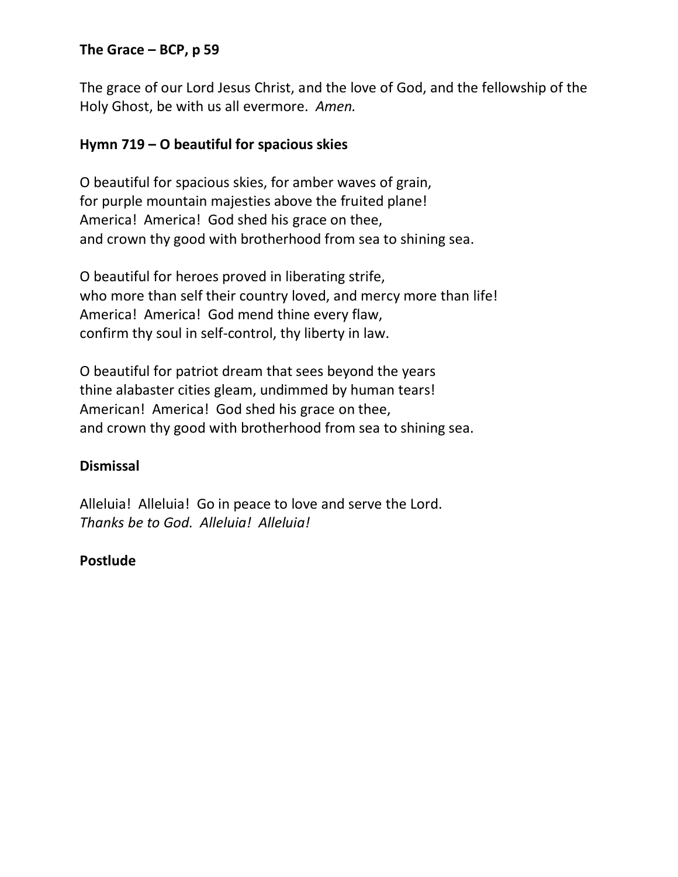**The Grace – BCP, p 59**

The grace of our Lord Jesus Christ, and the love of God, and the fellowship of the Holy Ghost, be with us all evermore. *Amen.*

**Hymn 719 – O beautiful for spacious skies**

O beautiful for spacious skies, for amber waves of grain,
for purple mountain majesties above the fruited plane!
America! America! God shed his grace on thee,
and crown thy good with brotherhood from sea to shining sea.

O beautiful for heroes proved in liberating strife,
who more than self their country loved, and mercy more than life!
America! America! God mend thine every flaw,
confirm thy soul in self-control, thy liberty in law.

O beautiful for patriot dream that sees beyond the years
thine alabaster cities gleam, undimmed by human tears!
American! America! God shed his grace on thee,
and crown thy good with brotherhood from sea to shining sea.

**Dismissal**

Alleluia! Alleluia! Go in peace to love and serve the Lord.
*Thanks be to God. Alleluia! Alleluia!*

**Postlude**